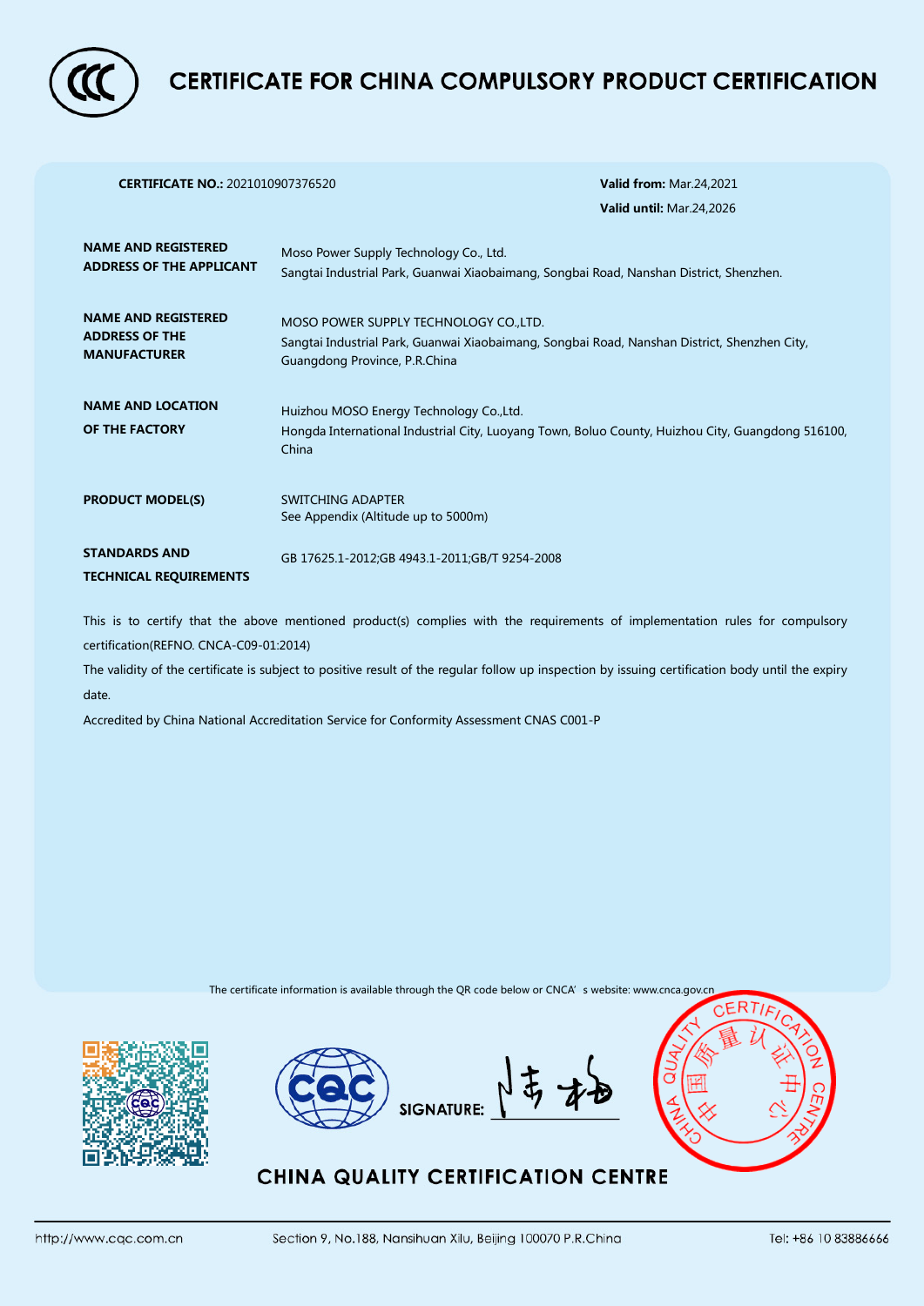# CERTIFICATE FOR CHINA COMPULSORY PRODUCT CERTIFICATION

**CERTIFICATE NO.:** 2021010907376520

**Valid from:** Mar.24,2021

**Valid until:** Mar.24,2026

| | |
|---|---|
| **NAME AND REGISTERED ADDRESS OF THE APPLICANT** | Moso Power Supply Technology Co., Ltd.<br>Sangtai Industrial Park, Guanwai Xiaobaimang, Songbai Road, Nanshan District, Shenzhen. |
| **NAME AND REGISTERED ADDRESS OF THE MANUFACTURER** | MOSO POWER SUPPLY TECHNOLOGY CO.,LTD.<br>Sangtai Industrial Park, Guanwai Xiaobaimang, Songbai Road, Nanshan District, Shenzhen City, Guangdong Province, P.R.China |
| **NAME AND LOCATION OF THE FACTORY** | Huizhou MOSO Energy Technology Co.,Ltd.<br>Hongda International Industrial City, Luoyang Town, Boluo County, Huizhou City, Guangdong 516100, China |
| **PRODUCT MODEL(S)** | SWITCHING ADAPTER<br>See Appendix (Altitude up to 5000m) |
| **STANDARDS AND TECHNICAL REQUIREMENTS** | GB 17625.1-2012;GB 4943.1-2011;GB/T 9254-2008 |

This is to certify that the above mentioned product(s) complies with the requirements of implementation rules for compulsory certification(REFNO. CNCA-C09-01:2014)

The validity of the certificate is subject to positive result of the regular follow up inspection by issuing certification body until the expiry date.

Accredited by China National Accreditation Service for Conformity Assessment CNAS C001-P

The certificate information is available through the QR code below or CNCA' s website: www.cnca.gov.cn

SIGNATURE: 陈杨

中国质量认证中心 CHINA QUALITY CERTIFICATION CENTRE

**CHINA QUALITY CERTIFICATION CENTRE**

http://www.cqc.com.cn Section 9, No.188, Nansihuan Xilu, Beijing 100070 P.R.China Tel: +86 10 83886666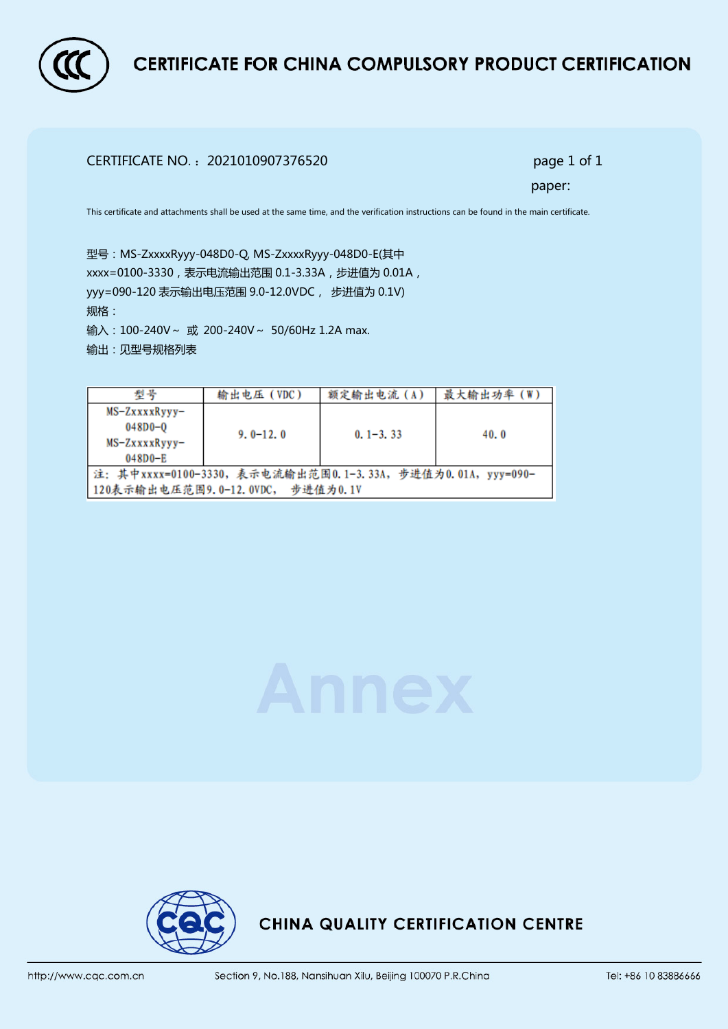# CERTIFICATE FOR CHINA COMPULSORY PRODUCT CERTIFICATION

CERTIFICATE NO.：2021010907376520

page 1 of 1

paper:

This certificate and attachments shall be used at the same time, and the verification instructions can be found in the main certificate.

型号：MS-ZxxxxRyyy-048D0-Q, MS-ZxxxxRyyy-048D0-E(其中xxxx=0100-3330，表示电流输出范围 0.1-3.33A，步进值为 0.01A，yyy=090-120 表示输出电压范围 9.0-12.0VDC， 步进值为 0.1V)

规格：

输入：100-240V～ 或 200-240V～ 50/60Hz 1.2A max.

输出：见型号规格列表

| 型号 | 输出电压（VDC） | 额定输出电流（A） | 最大输出功率（W） |
|---|---|---|---|
| MS-ZxxxxRyyy-048D0-Q MS-ZxxxxRyyy-048D0-E | 9.0-12.0 | 0.1-3.33 | 40.0 |
| 注：其中xxxx=0100-3330，表示电流输出范围0.1-3.33A，步进值为0.01A，yyy=090-120表示输出电压范围9.0-12.0VDC， 步进值为0.1V | | | |

Annex

CHINA QUALITY CERTIFICATION CENTRE

http://www.cqc.com.cn Section 9, No.188, Nansihuan Xilu, Beijing 100070 P.R.China Tel: +86 10 83886666